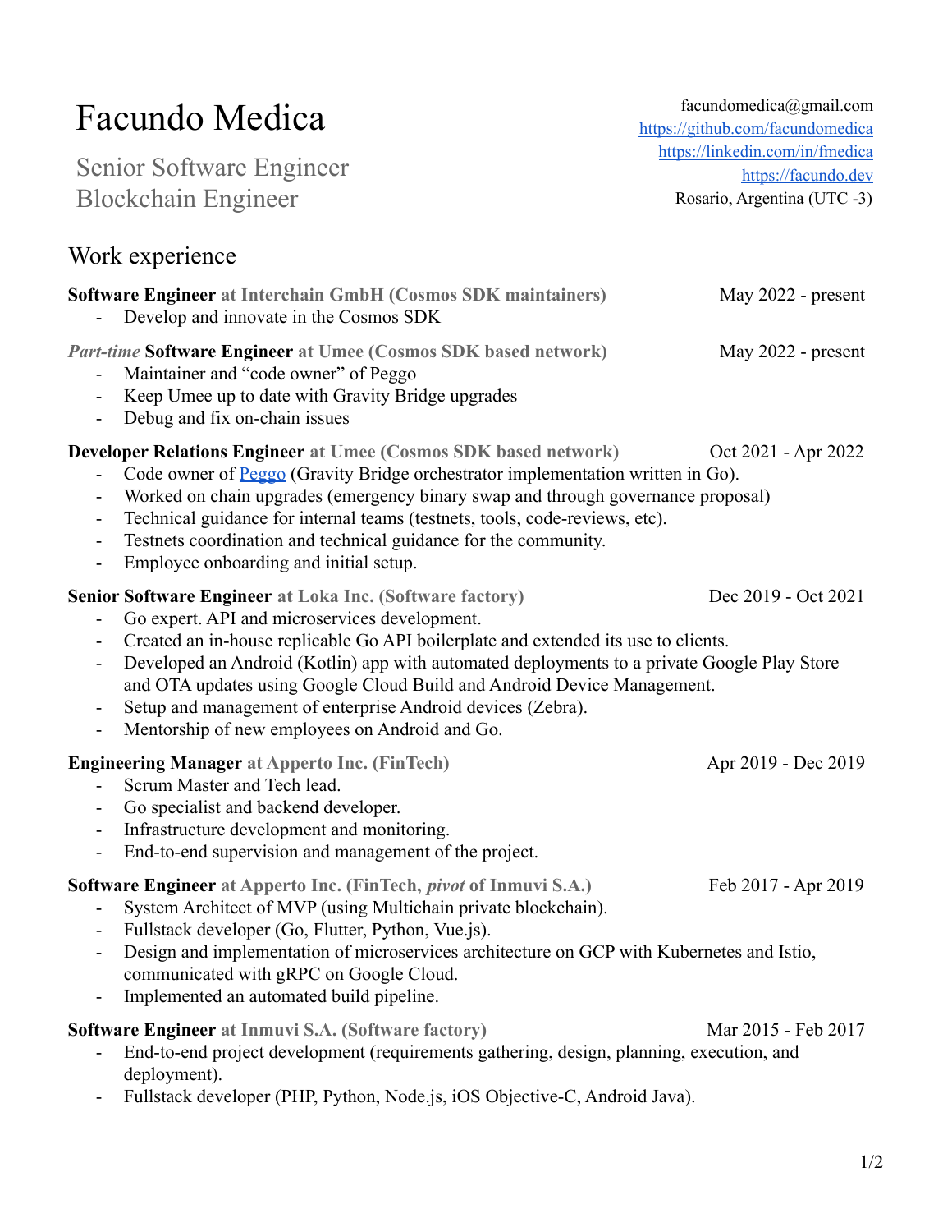# Facundo Medica

Senior Software Engineer
Blockchain Engineer

facundomedica@gmail.com
[https://github.com/facundomedica](https://github.com/facundomedica)
[https://linkedin.com/in/fmedica](https://linkedin.com/in/fmedica)
[https://facundo.dev](https://facundo.dev)
Rosario, Argentina (UTC -3)

## Work experience

**Software Engineer** at Interchain GmbH (Cosmos SDK maintainers) — May 2022 - present

- Develop and innovate in the Cosmos SDK

*Part-time* **Software Engineer** at Umee (Cosmos SDK based network) — May 2022 - present

- Maintainer and "code owner" of Peggo
- Keep Umee up to date with Gravity Bridge upgrades
- Debug and fix on-chain issues

**Developer Relations Engineer** at Umee (Cosmos SDK based network) — Oct 2021 - Apr 2022

- Code owner of Peggo (Gravity Bridge orchestrator implementation written in Go).
- Worked on chain upgrades (emergency binary swap and through governance proposal)
- Technical guidance for internal teams (testnets, tools, code-reviews, etc).
- Testnets coordination and technical guidance for the community.
- Employee onboarding and initial setup.

**Senior Software Engineer** at Loka Inc. (Software factory) — Dec 2019 - Oct 2021

- Go expert. API and microservices development.
- Created an in-house replicable Go API boilerplate and extended its use to clients.
- Developed an Android (Kotlin) app with automated deployments to a private Google Play Store and OTA updates using Google Cloud Build and Android Device Management.
- Setup and management of enterprise Android devices (Zebra).
- Mentorship of new employees on Android and Go.

**Engineering Manager** at Apperto Inc. (FinTech) — Apr 2019 - Dec 2019

- Scrum Master and Tech lead.
- Go specialist and backend developer.
- Infrastructure development and monitoring.
- End-to-end supervision and management of the project.

**Software Engineer** at Apperto Inc. (FinTech, *pivot* of Inmuvi S.A.) — Feb 2017 - Apr 2019

- System Architect of MVP (using Multichain private blockchain).
- Fullstack developer (Go, Flutter, Python, Vue.js).
- Design and implementation of microservices architecture on GCP with Kubernetes and Istio, communicated with gRPC on Google Cloud.
- Implemented an automated build pipeline.

**Software Engineer** at Inmuvi S.A. (Software factory) — Mar 2015 - Feb 2017

- End-to-end project development (requirements gathering, design, planning, execution, and deployment).
- Fullstack developer (PHP, Python, Node.js, iOS Objective-C, Android Java).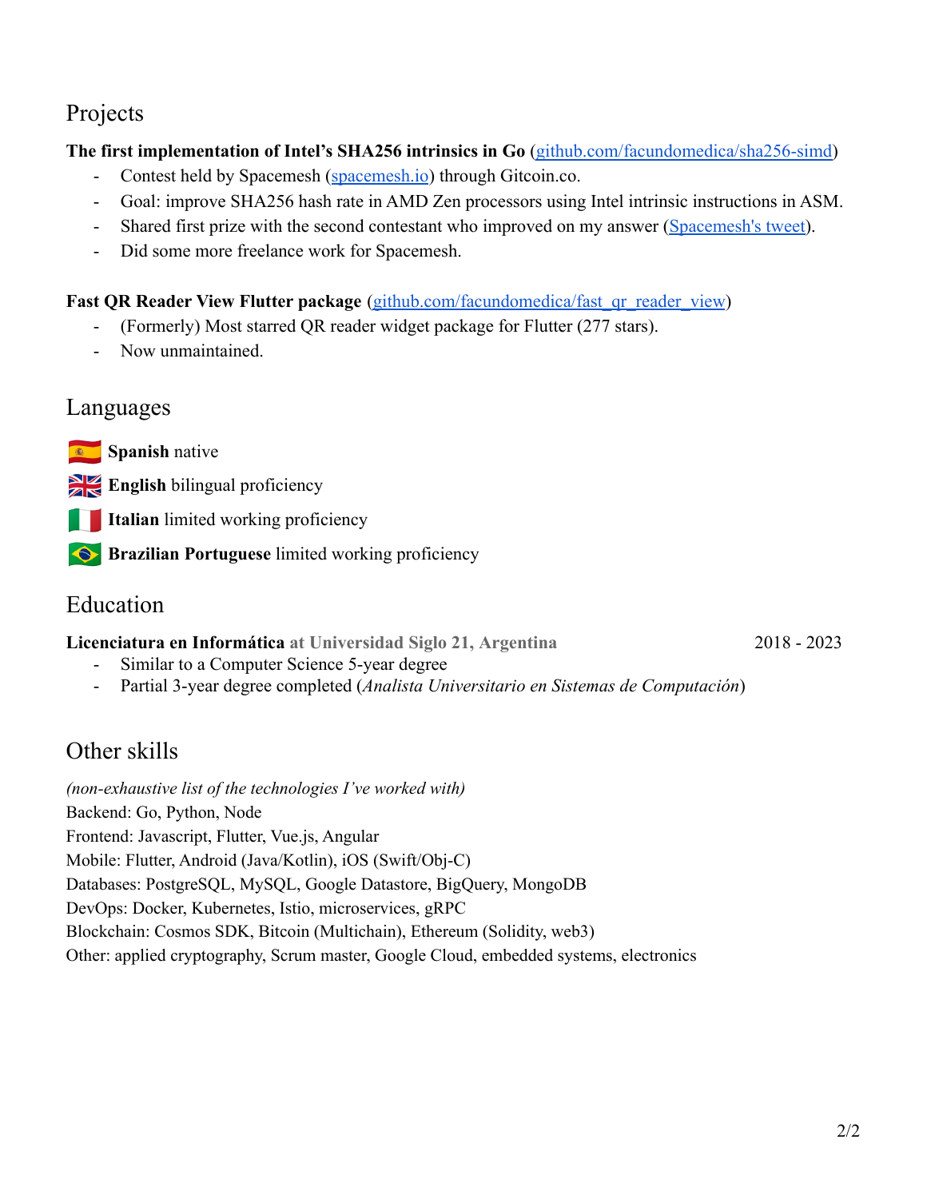## Projects

**The first implementation of Intel's SHA256 intrinsics in Go** ([github.com/facundomedica/sha256-simd](https://github.com/facundomedica/sha256-simd))

- Contest held by Spacemesh ([spacemesh.io](https://spacemesh.io)) through Gitcoin.co.
- Goal: improve SHA256 hash rate in AMD Zen processors using Intel intrinsic instructions in ASM.
- Shared first prize with the second contestant who improved on my answer (Spacemesh's tweet).
- Did some more freelance work for Spacemesh.

**Fast QR Reader View Flutter package** ([github.com/facundomedica/fast_qr_reader_view](https://github.com/facundomedica/fast_qr_reader_view))

- (Formerly) Most starred QR reader widget package for Flutter (277 stars).
- Now unmaintained.

## Languages

🇪🇸 **Spanish** native

🇬🇧 **English** bilingual proficiency

🇮🇹 **Italian** limited working proficiency

🇧🇷 **Brazilian Portuguese** limited working proficiency

## Education

**Licenciatura en Informática** at Universidad Siglo 21, Argentina — 2018 - 2023

- Similar to a Computer Science 5-year degree
- Partial 3-year degree completed (*Analista Universitario en Sistemas de Computación*)

## Other skills

*(non-exhaustive list of the technologies I've worked with)*

Backend: Go, Python, Node

Frontend: Javascript, Flutter, Vue.js, Angular

Mobile: Flutter, Android (Java/Kotlin), iOS (Swift/Obj-C)

Databases: PostgreSQL, MySQL, Google Datastore, BigQuery, MongoDB

DevOps: Docker, Kubernetes, Istio, microservices, gRPC

Blockchain: Cosmos SDK, Bitcoin (Multichain), Ethereum (Solidity, web3)

Other: applied cryptography, Scrum master, Google Cloud, embedded systems, electronics